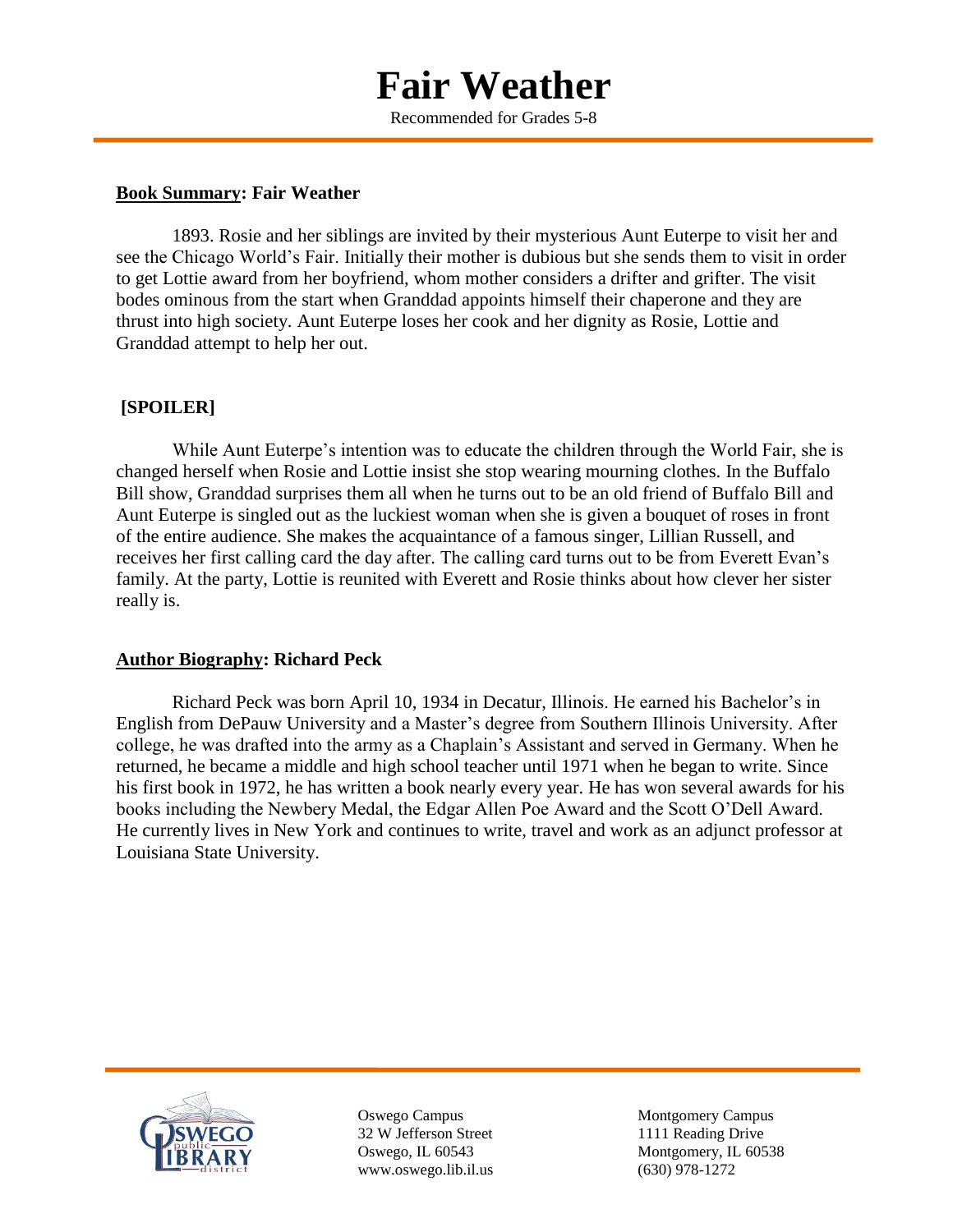# Fair Weather

Recommended for Grades 5-8

**<u>Book Summary</u>: Fair Weather**

1893. Rosie and her siblings are invited by their mysterious Aunt Euterpe to visit her and see the Chicago World's Fair. Initially their mother is dubious but she sends them to visit in order to get Lottie award from her boyfriend, whom mother considers a drifter and grifter. The visit bodes ominous from the start when Granddad appoints himself their chaperone and they are thrust into high society. Aunt Euterpe loses her cook and her dignity as Rosie, Lottie and Granddad attempt to help her out.

**[SPOILER]**

While Aunt Euterpe's intention was to educate the children through the World Fair, she is changed herself when Rosie and Lottie insist she stop wearing mourning clothes. In the Buffalo Bill show, Granddad surprises them all when he turns out to be an old friend of Buffalo Bill and Aunt Euterpe is singled out as the luckiest woman when she is given a bouquet of roses in front of the entire audience. She makes the acquaintance of a famous singer, Lillian Russell, and receives her first calling card the day after. The calling card turns out to be from Everett Evan's family. At the party, Lottie is reunited with Everett and Rosie thinks about how clever her sister really is.

**<u>Author Biography</u>: Richard Peck**

Richard Peck was born April 10, 1934 in Decatur, Illinois. He earned his Bachelor's in English from DePauw University and a Master's degree from Southern Illinois University. After college, he was drafted into the army as a Chaplain's Assistant and served in Germany. When he returned, he became a middle and high school teacher until 1971 when he began to write. Since his first book in 1972, he has written a book nearly every year. He has won several awards for his books including the Newbery Medal, the Edgar Allen Poe Award and the Scott O'Dell Award. He currently lives in New York and continues to write, travel and work as an adjunct professor at Louisiana State University.

Oswego Campus
32 W Jefferson Street
Oswego, IL 60543
www.oswego.lib.il.us

Montgomery Campus
1111 Reading Drive
Montgomery, IL 60538
(630) 978-1272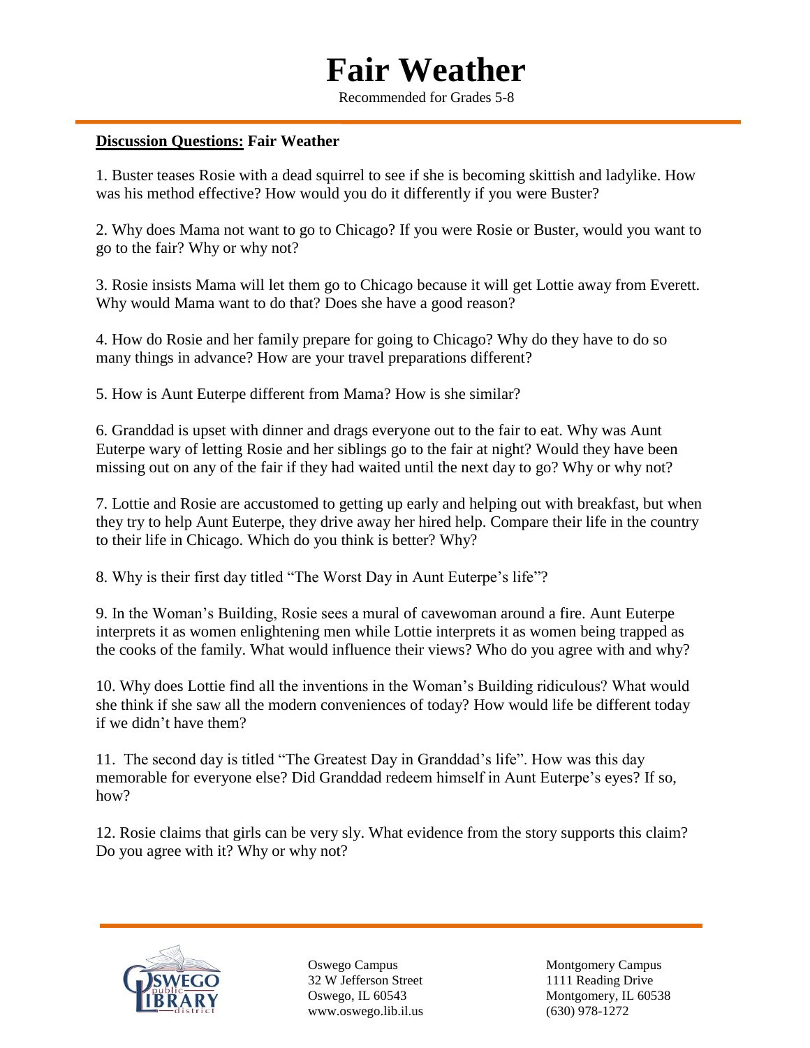# Fair Weather

Recommended for Grades 5-8

**Discussion Questions: Fair Weather**

1. Buster teases Rosie with a dead squirrel to see if she is becoming skittish and ladylike. How was his method effective? How would you do it differently if you were Buster?

2. Why does Mama not want to go to Chicago? If you were Rosie or Buster, would you want to go to the fair? Why or why not?

3. Rosie insists Mama will let them go to Chicago because it will get Lottie away from Everett. Why would Mama want to do that? Does she have a good reason?

4. How do Rosie and her family prepare for going to Chicago? Why do they have to do so many things in advance? How are your travel preparations different?

5. How is Aunt Euterpe different from Mama? How is she similar?

6. Granddad is upset with dinner and drags everyone out to the fair to eat. Why was Aunt Euterpe wary of letting Rosie and her siblings go to the fair at night? Would they have been missing out on any of the fair if they had waited until the next day to go? Why or why not?

7. Lottie and Rosie are accustomed to getting up early and helping out with breakfast, but when they try to help Aunt Euterpe, they drive away her hired help. Compare their life in the country to their life in Chicago. Which do you think is better? Why?

8. Why is their first day titled "The Worst Day in Aunt Euterpe's life"?

9. In the Woman's Building, Rosie sees a mural of cavewoman around a fire. Aunt Euterpe interprets it as women enlightening men while Lottie interprets it as women being trapped as the cooks of the family. What would influence their views? Who do you agree with and why?

10. Why does Lottie find all the inventions in the Woman's Building ridiculous? What would she think if she saw all the modern conveniences of today? How would life be different today if we didn't have them?

11. The second day is titled "The Greatest Day in Granddad's life". How was this day memorable for everyone else? Did Granddad redeem himself in Aunt Euterpe's eyes? If so, how?

12. Rosie claims that girls can be very sly. What evidence from the story supports this claim? Do you agree with it? Why or why not?

Oswego Public Library District

Oswego Campus
32 W Jefferson Street
Oswego, IL 60543
www.oswego.lib.il.us

Montgomery Campus
1111 Reading Drive
Montgomery, IL 60538
(630) 978-1272